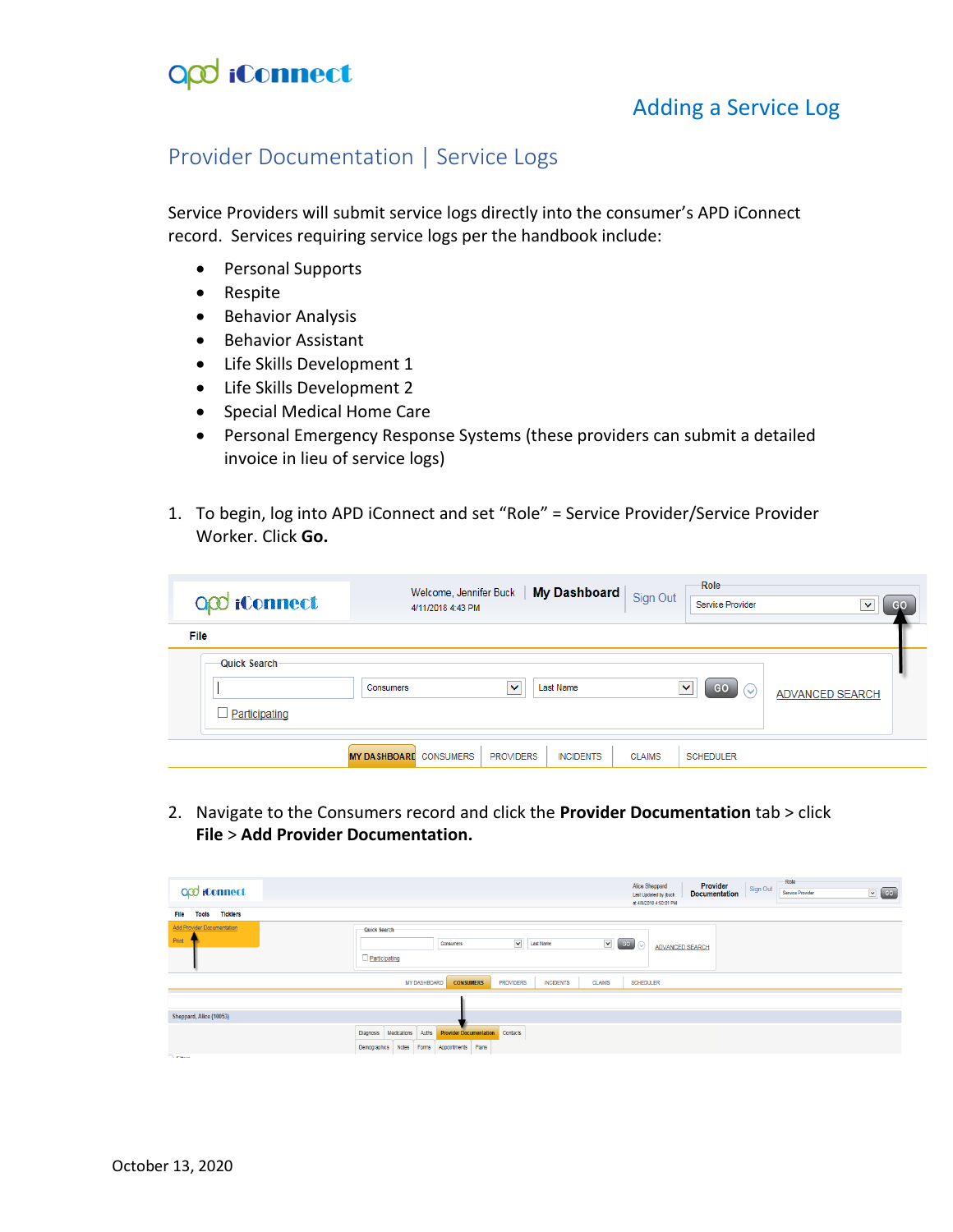# Adding a Service Log

## Provider Documentation | Service Logs

Service Providers will submit service logs directly into the consumer's APD iConnect record. Services requiring service logs per the handbook include:

- Personal Supports
- Respite
- Behavior Analysis
- Behavior Assistant
- Life Skills Development 1
- Life Skills Development 2
- Special Medical Home Care
- Personal Emergency Response Systems (these providers can submit a detailed invoice in lieu of service logs)

1. To begin, log into APD iConnect and set "Role" = Service Provider/Service Provider Worker. Click **Go.**

2. Navigate to the Consumers record and click the **Provider Documentation** tab > click **File** > **Add Provider Documentation.**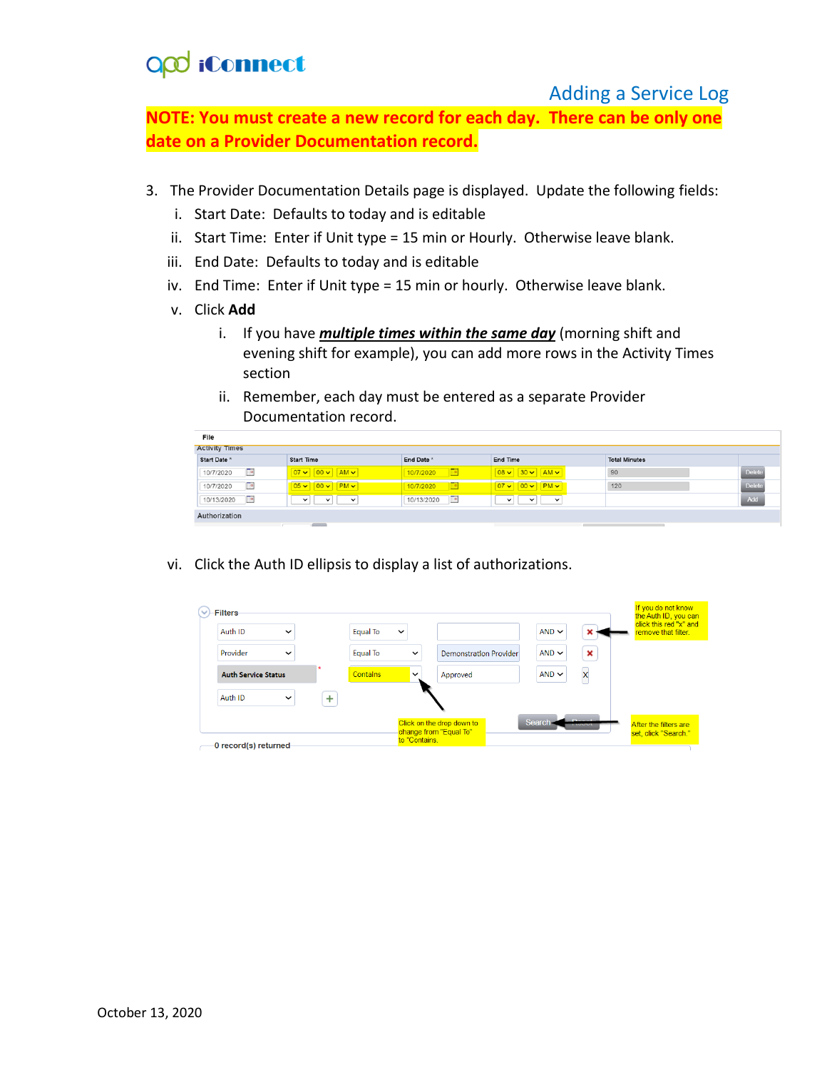# Adding a Service Log

**NOTE: You must create a new record for each day. There can be only one date on a Provider Documentation record.**

3. The Provider Documentation Details page is displayed. Update the following fields:
   i. Start Date: Defaults to today and is editable
   ii. Start Time: Enter if Unit type = 15 min or Hourly. Otherwise leave blank.
   iii. End Date: Defaults to today and is editable
   iv. End Time: Enter if Unit type = 15 min or hourly. Otherwise leave blank.
   v. Click **Add**
      i. If you have ***multiple times within the same day*** (morning shift and evening shift for example), you can add more rows in the Activity Times section
      ii. Remember, each day must be entered as a separate Provider Documentation record.

File

Activity Times

| Start Date * | Start Time | End Date * | End Time | Total Minutes | |
|---|---|---|---|---|---|
| 10/7/2020 | 07 : 00 AM | 10/7/2020 | 08 : 30 AM | 90 | Delete |
| 10/7/2020 | 05 : 00 PM | 10/7/2020 | 07 : 00 PM | 120 | Delete |
| 10/13/2020 | | 10/13/2020 | | | Add |

Authorization

   vi. Click the Auth ID ellipsis to display a list of authorizations.

Filters

| Field | Operator | Value | | |
|---|---|---|---|---|
| Auth ID | Equal To | | AND | ✖ |
| Provider | Equal To | Demonstration Provider | AND | ✖ |
| Auth Service Status * | Contains | Approved | AND | X |
| Auth ID | | | | |

Search | Reset

0 record(s) returned

If you do not know the Auth ID, you can click this red "x" and remove that filter.

Click on the drop down to change from "Equal To" to "Contains."

After the filters are set, click "Search."

October 13, 2020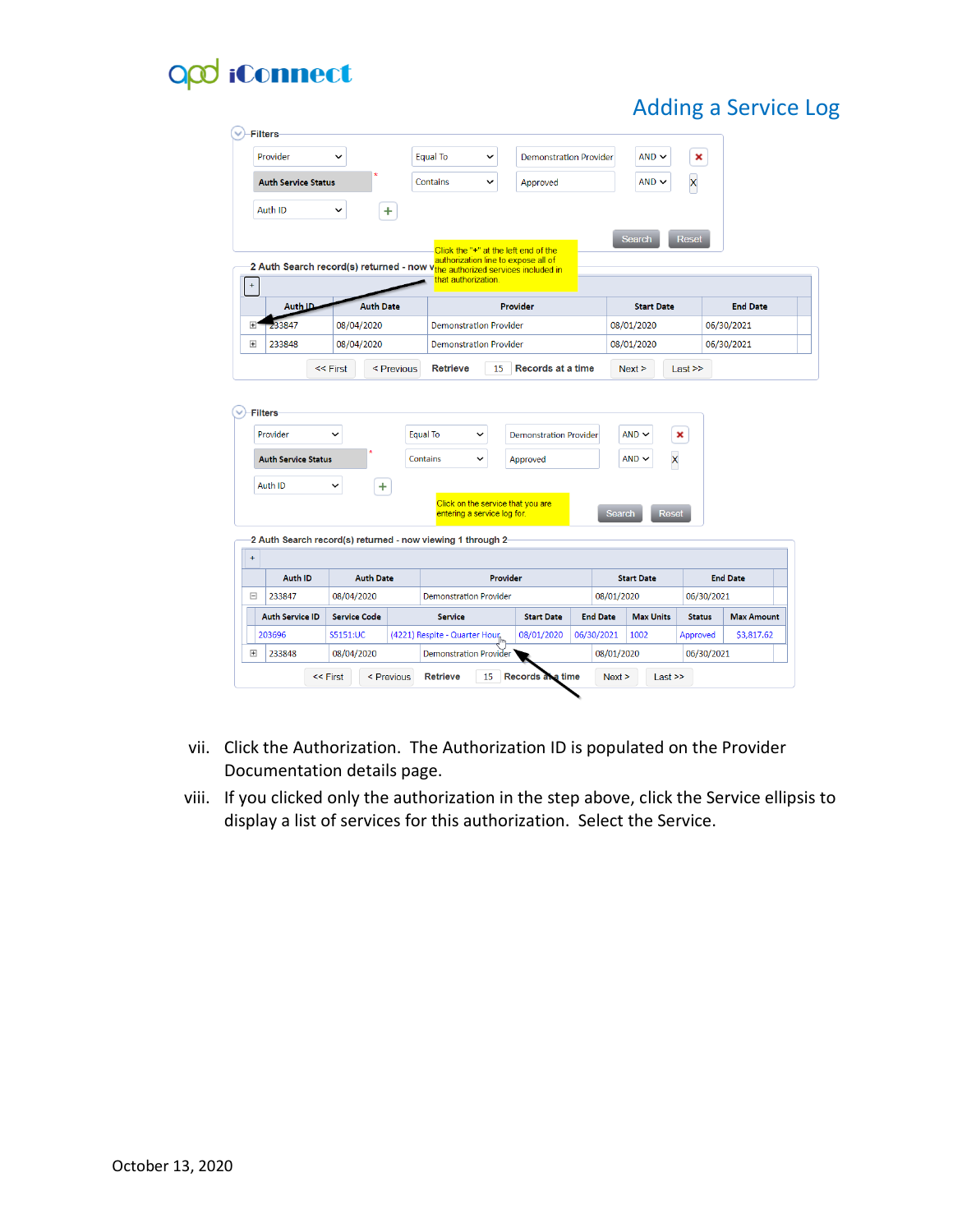## Adding a Service Log

vii. Click the Authorization. The Authorization ID is populated on the Provider Documentation details page.

viii. If you clicked only the authorization in the step above, click the Service ellipsis to display a list of services for this authorization. Select the Service.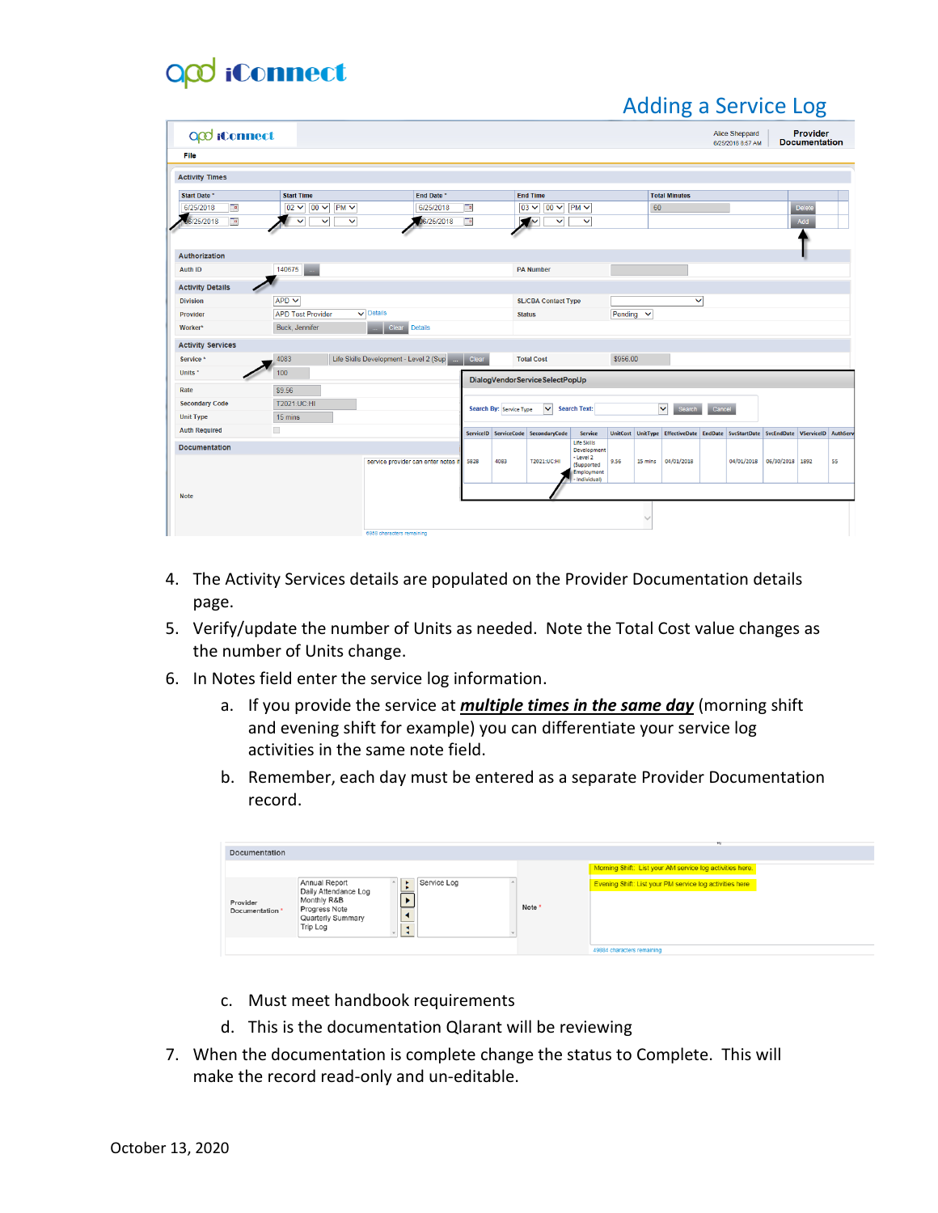# Adding a Service Log

4. The Activity Services details are populated on the Provider Documentation details page.
5. Verify/update the number of Units as needed. Note the Total Cost value changes as the number of Units change.
6. In Notes field enter the service log information.
   a. If you provide the service at ***multiple times in the same day*** (morning shift and evening shift for example) you can differentiate your service log activities in the same note field.
   b. Remember, each day must be entered as a separate Provider Documentation record.

   c. Must meet handbook requirements
   d. This is the documentation Qlarant will be reviewing
7. When the documentation is complete change the status to Complete. This will make the record read-only and un-editable.

October 13, 2020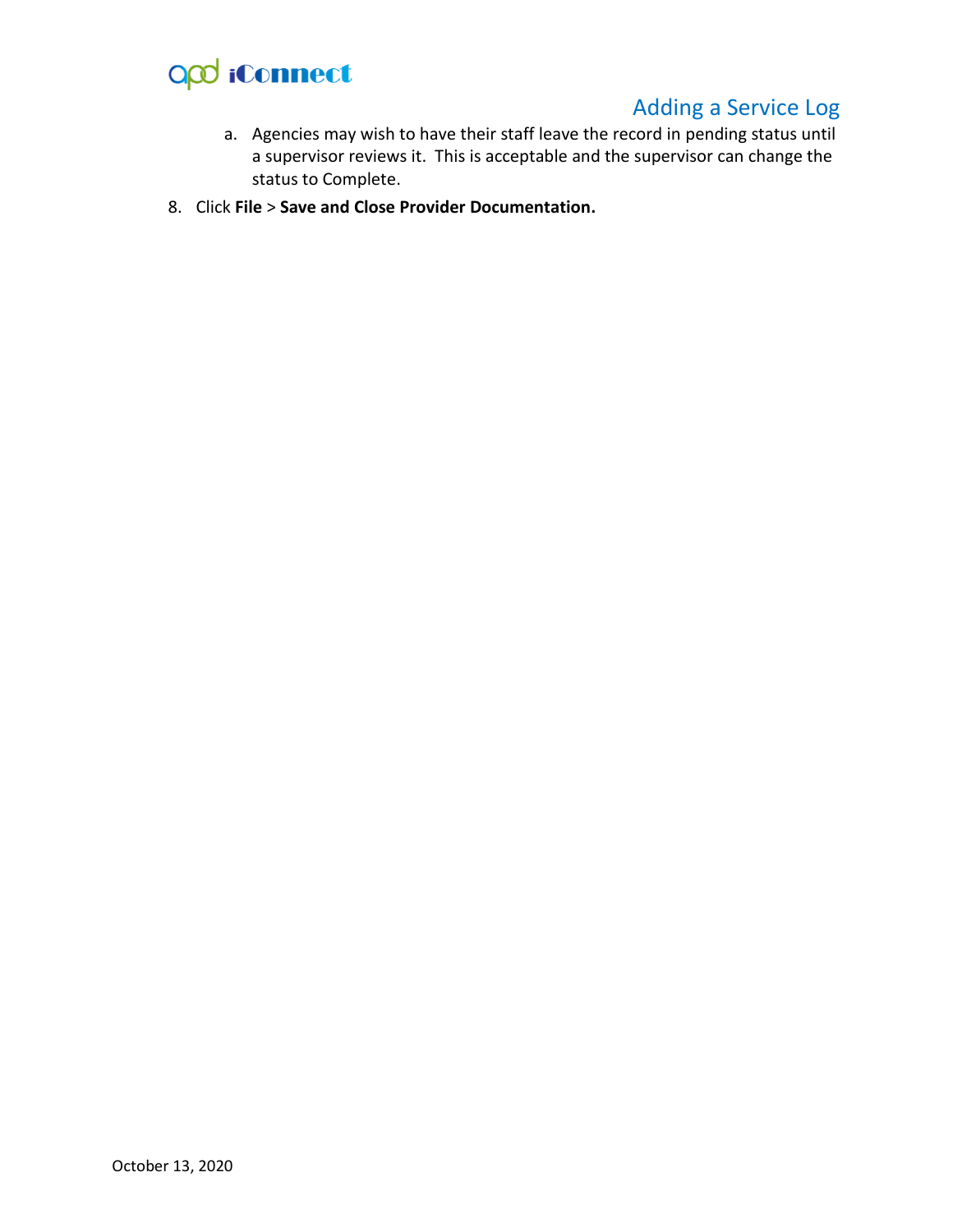a. Agencies may wish to have their staff leave the record in pending status until a supervisor reviews it. This is acceptable and the supervisor can change the status to Complete.

8. Click **File** > **Save and Close Provider Documentation.**